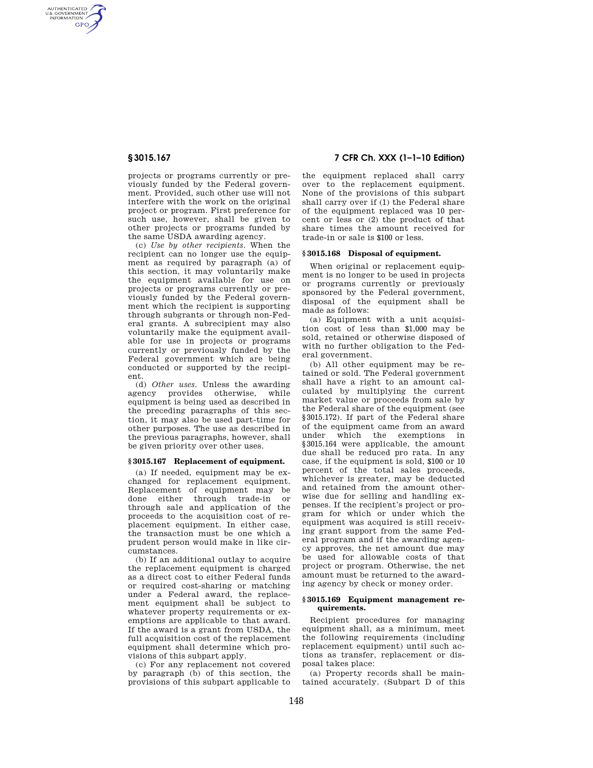projects or programs currently or previously funded by the Federal government. Provided, such other use will not interfere with the work on the original project or program. First preference for such use, however, shall be given to other projects or programs funded by the same USDA awarding agency.

(c) *Use by other recipients.* When the recipient can no longer use the equipment as required by paragraph (a) of this section, it may voluntarily make the equipment available for use on projects or programs currently or previously funded by the Federal government which the recipient is supporting through subgrants or through non-Federal grants. A subrecipient may also voluntarily make the equipment available for use in projects or programs currently or previously funded by the Federal government which are being conducted or supported by the recipient.

(d) *Other uses.* Unless the awarding agency provides otherwise, while equipment is being used as described in the preceding paragraphs of this section, it may also be used part-time for other purposes. The use as described in the previous paragraphs, however, shall be given priority over other uses.

## § 3015.167 Replacement of equipment.

(a) If needed, equipment may be exchanged for replacement equipment. Replacement of equipment may be done either through trade-in or through sale and application of the proceeds to the acquisition cost of replacement equipment. In either case, the transaction must be one which a prudent person would make in like circumstances.

(b) If an additional outlay to acquire the replacement equipment is charged as a direct cost to either Federal funds or required cost-sharing or matching under a Federal award, the replacement equipment shall be subject to whatever property requirements or exemptions are applicable to that award. If the award is a grant from USDA, the full acquisition cost of the replacement equipment shall determine which provisions of this subpart apply.

(c) For any replacement not covered by paragraph (b) of this section, the provisions of this subpart applicable to the equipment replaced shall carry over to the replacement equipment. None of the provisions of this subpart shall carry over if (1) the Federal share of the equipment replaced was 10 percent or less or (2) the product of that share times the amount received for trade-in or sale is $100 or less.

## § 3015.168 Disposal of equipment.

When original or replacement equipment is no longer to be used in projects or programs currently or previously sponsored by the Federal government, disposal of the equipment shall be made as follows:

(a) Equipment with a unit acquisition cost of less than $1,000 may be sold, retained or otherwise disposed of with no further obligation to the Federal government.

(b) All other equipment may be retained or sold. The Federal government shall have a right to an amount calculated by multiplying the current market value or proceeds from sale by the Federal share of the equipment (see §3015.172). If part of the Federal share of the equipment came from an award under which the exemptions in §3015.164 were applicable, the amount due shall be reduced pro rata. In any case, if the equipment is sold, $100 or 10 percent of the total sales proceeds, whichever is greater, may be deducted and retained from the amount otherwise due for selling and handling expenses. If the recipient's project or program for which or under which the equipment was acquired is still receiving grant support from the same Federal program and if the awarding agency approves, the net amount due may be used for allowable costs of that project or program. Otherwise, the net amount must be returned to the awarding agency by check or money order.

## § 3015.169 Equipment management requirements.

Recipient procedures for managing equipment shall, as a minimum, meet the following requirements (including replacement equipment) until such actions as transfer, replacement or disposal takes place:

(a) Property records shall be maintained accurately. (Subpart D of this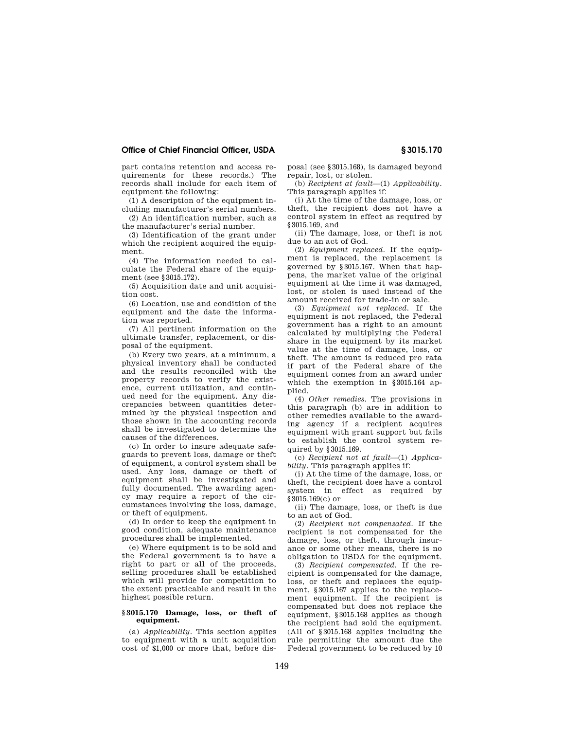part contains retention and access requirements for these records.) The records shall include for each item of equipment the following:

(1) A description of the equipment including manufacturer's serial numbers.

(2) An identification number, such as the manufacturer's serial number.

(3) Identification of the grant under which the recipient acquired the equipment.

(4) The information needed to calculate the Federal share of the equipment (see §3015.172).

(5) Acquisition date and unit acquisition cost.

(6) Location, use and condition of the equipment and the date the information was reported.

(7) All pertinent information on the ultimate transfer, replacement, or disposal of the equipment.

(b) Every two years, at a minimum, a physical inventory shall be conducted and the results reconciled with the property records to verify the existence, current utilization, and continued need for the equipment. Any discrepancies between quantities determined by the physical inspection and those shown in the accounting records shall be investigated to determine the causes of the differences.

(c) In order to insure adequate safeguards to prevent loss, damage or theft of equipment, a control system shall be used. Any loss, damage or theft of equipment shall be investigated and fully documented. The awarding agency may require a report of the circumstances involving the loss, damage, or theft of equipment.

(d) In order to keep the equipment in good condition, adequate maintenance procedures shall be implemented.

(e) Where equipment is to be sold and the Federal government is to have a right to part or all of the proceeds, selling procedures shall be established which will provide for competition to the extent practicable and result in the highest possible return.

### §3015.170 Damage, loss, or theft of equipment.

(a) *Applicability.* This section applies to equipment with a unit acquisition cost of $1,000 or more that, before disposal (see §3015.168), is damaged beyond repair, lost, or stolen.

(b) *Recipient at fault*—(1) *Applicability.* This paragraph applies if:

(i) At the time of the damage, loss, or theft, the recipient does not have a control system in effect as required by §3015.169, and

(ii) The damage, loss, or theft is not due to an act of God.

(2) *Equipment replaced.* If the equipment is replaced, the replacement is governed by §3015.167. When that happens, the market value of the original equipment at the time it was damaged, lost, or stolen is used instead of the amount received for trade-in or sale.

(3) *Equipment not replaced.* If the equipment is not replaced, the Federal government has a right to an amount calculated by multiplying the Federal share in the equipment by its market value at the time of damage, loss, or theft. The amount is reduced pro rata if part of the Federal share of the equipment comes from an award under which the exemption in §3015.164 applied.

(4) *Other remedies.* The provisions in this paragraph (b) are in addition to other remedies available to the awarding agency if a recipient acquires equipment with grant support but fails to establish the control system required by §3015.169.

(c) *Recipient not at fault*—(1) *Applicability.* This paragraph applies if:

(i) At the time of the damage, loss, or theft, the recipient does have a control system in effect as required by §3015.169(c) or

(ii) The damage, loss, or theft is due to an act of God.

(2) *Recipient not compensated.* If the recipient is not compensated for the damage, loss, or theft, through insurance or some other means, there is no obligation to USDA for the equipment.

(3) *Recipient compensated.* If the recipient is compensated for the damage, loss, or theft and replaces the equipment, §3015.167 applies to the replacement equipment. If the recipient is compensated but does not replace the equipment, §3015.168 applies as though the recipient had sold the equipment. (All of §3015.168 applies including the rule permitting the amount due the Federal government to be reduced by 10